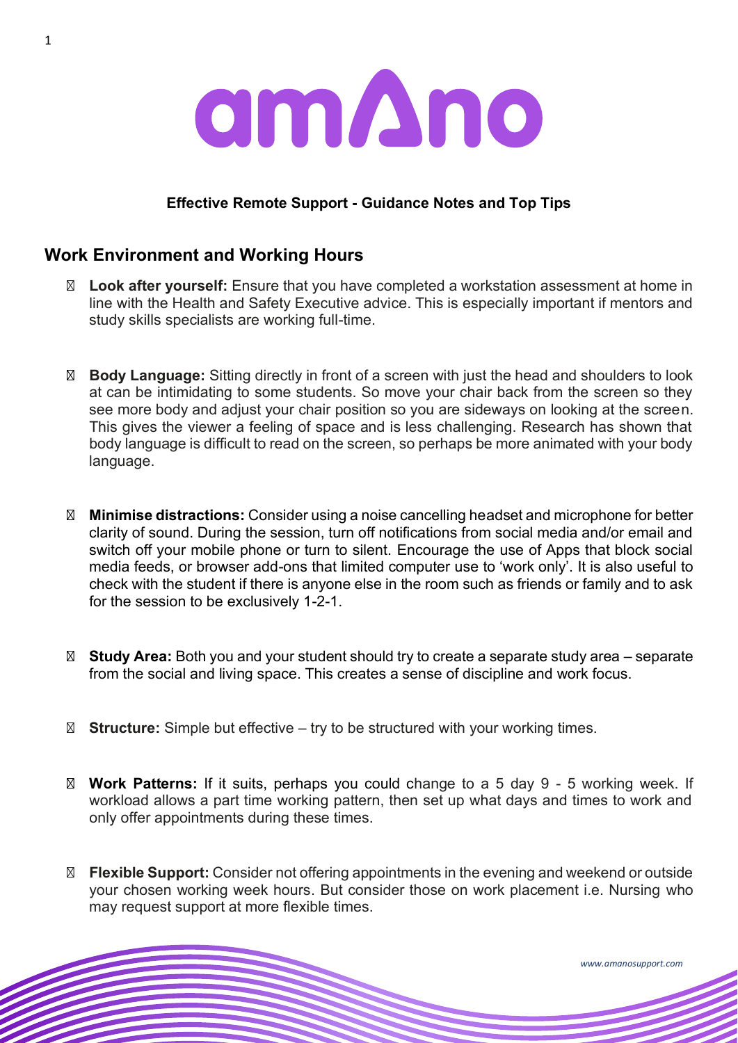# amAno

**Effective Remote Support - Guidance Notes and Top Tips**

## Work Environment and Working Hours

- **Look after yourself:** Ensure that you have completed a workstation assessment at home in line with the Health and Safety Executive advice. This is especially important if mentors and study skills specialists are working full-time.

- **Body Language:** Sitting directly in front of a screen with just the head and shoulders to look at can be intimidating to some students. So move your chair back from the screen so they see more body and adjust your chair position so you are sideways on looking at the screen. This gives the viewer a feeling of space and is less challenging. Research has shown that body language is difficult to read on the screen, so perhaps be more animated with your body language.

- **Minimise distractions:** Consider using a noise cancelling headset and microphone for better clarity of sound. During the session, turn off notifications from social media and/or email and switch off your mobile phone or turn to silent. Encourage the use of Apps that block social media feeds, or browser add-ons that limited computer use to 'work only'. It is also useful to check with the student if there is anyone else in the room such as friends or family and to ask for the session to be exclusively 1-2-1.

- **Study Area:** Both you and your student should try to create a separate study area – separate from the social and living space. This creates a sense of discipline and work focus.

- **Structure:** Simple but effective – try to be structured with your working times.

- **Work Patterns:** If it suits, perhaps you could change to a 5 day 9 - 5 working week. If workload allows a part time working pattern, then set up what days and times to work and only offer appointments during these times.

- **Flexible Support:** Consider not offering appointments in the evening and weekend or outside your chosen working week hours. But consider those on work placement i.e. Nursing who may request support at more flexible times.

www.amanosupport.com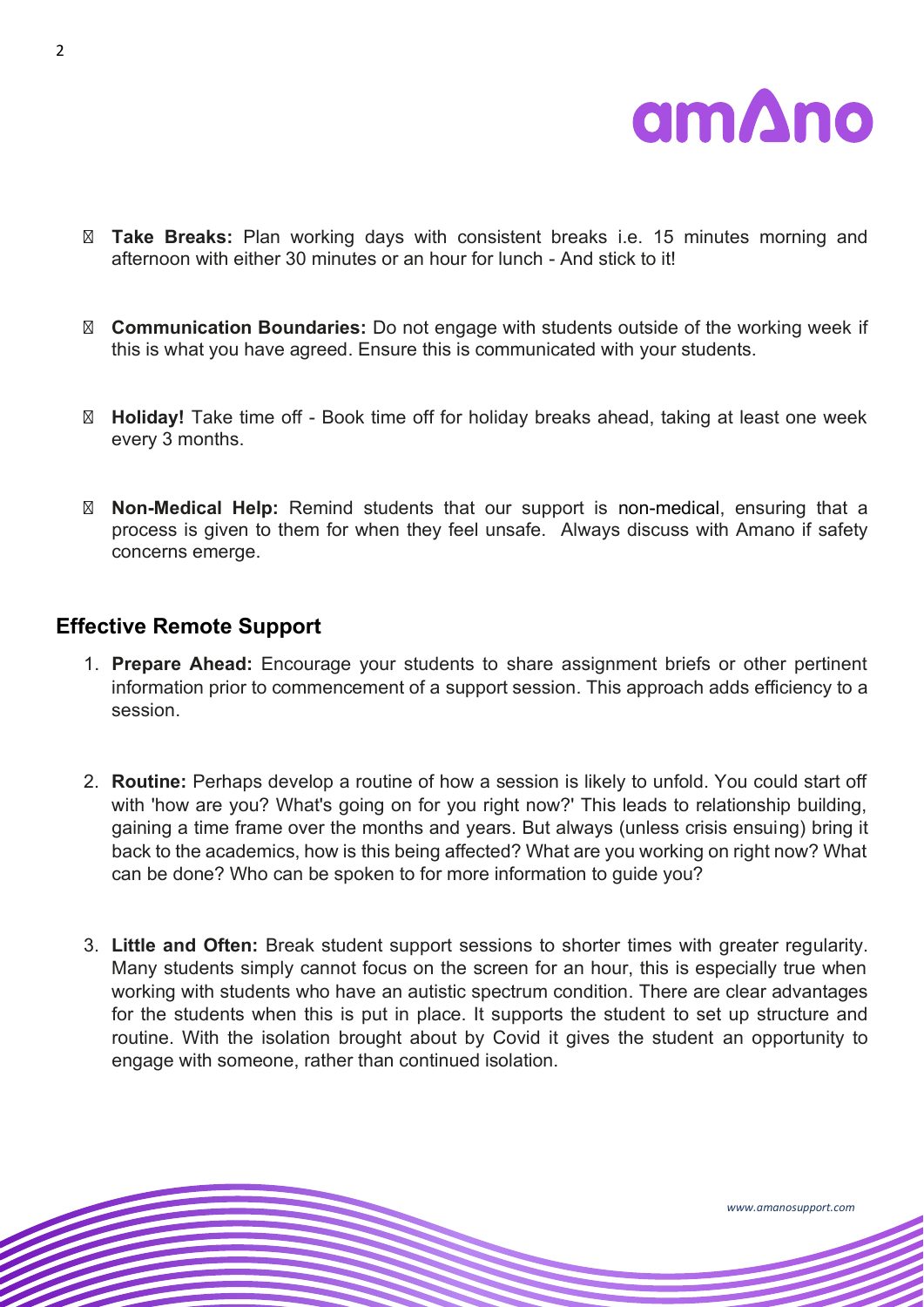- **Take Breaks:** Plan working days with consistent breaks i.e. 15 minutes morning and afternoon with either 30 minutes or an hour for lunch - And stick to it!

- **Communication Boundaries:** Do not engage with students outside of the working week if this is what you have agreed. Ensure this is communicated with your students.

- **Holiday!** Take time off - Book time off for holiday breaks ahead, taking at least one week every 3 months.

- **Non-Medical Help:** Remind students that our support is non-medical, ensuring that a process is given to them for when they feel unsafe. Always discuss with Amano if safety concerns emerge.

## Effective Remote Support

1. **Prepare Ahead:** Encourage your students to share assignment briefs or other pertinent information prior to commencement of a support session. This approach adds efficiency to a session.

2. **Routine:** Perhaps develop a routine of how a session is likely to unfold. You could start off with 'how are you? What's going on for you right now?' This leads to relationship building, gaining a time frame over the months and years. But always (unless crisis ensuing) bring it back to the academics, how is this being affected? What are you working on right now? What can be done? Who can be spoken to for more information to guide you?

3. **Little and Often:** Break student support sessions to shorter times with greater regularity. Many students simply cannot focus on the screen for an hour, this is especially true when working with students who have an autistic spectrum condition. There are clear advantages for the students when this is put in place. It supports the student to set up structure and routine. With the isolation brought about by Covid it gives the student an opportunity to engage with someone, rather than continued isolation.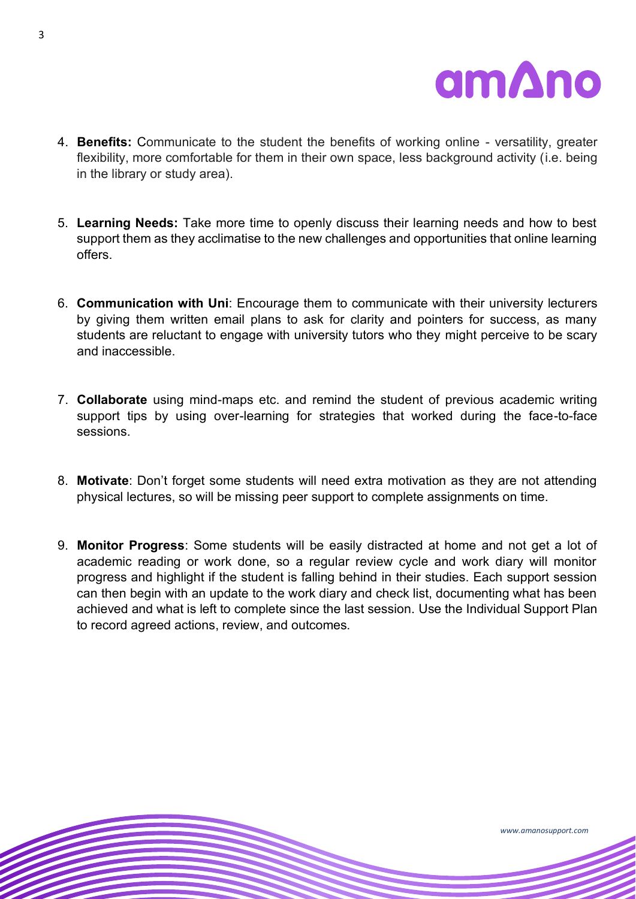4. **Benefits:** Communicate to the student the benefits of working online - versatility, greater flexibility, more comfortable for them in their own space, less background activity (i.e. being in the library or study area).

5. **Learning Needs:** Take more time to openly discuss their learning needs and how to best support them as they acclimatise to the new challenges and opportunities that online learning offers.

6. **Communication with Uni**: Encourage them to communicate with their university lecturers by giving them written email plans to ask for clarity and pointers for success, as many students are reluctant to engage with university tutors who they might perceive to be scary and inaccessible.

7. **Collaborate** using mind-maps etc. and remind the student of previous academic writing support tips by using over-learning for strategies that worked during the face-to-face sessions.

8. **Motivate**: Don't forget some students will need extra motivation as they are not attending physical lectures, so will be missing peer support to complete assignments on time.

9. **Monitor Progress**: Some students will be easily distracted at home and not get a lot of academic reading or work done, so a regular review cycle and work diary will monitor progress and highlight if the student is falling behind in their studies. Each support session can then begin with an update to the work diary and check list, documenting what has been achieved and what is left to complete since the last session. Use the Individual Support Plan to record agreed actions, review, and outcomes.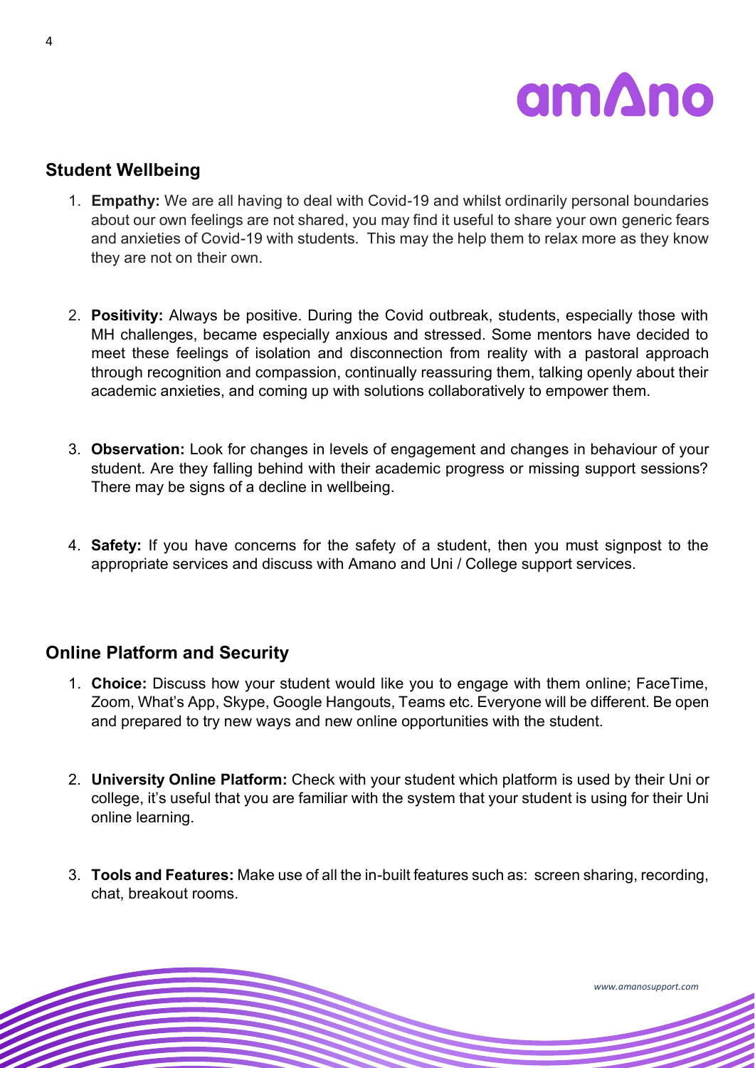## Student Wellbeing

1. **Empathy:** We are all having to deal with Covid-19 and whilst ordinarily personal boundaries about our own feelings are not shared, you may find it useful to share your own generic fears and anxieties of Covid-19 with students. This may the help them to relax more as they know they are not on their own.

2. **Positivity:** Always be positive. During the Covid outbreak, students, especially those with MH challenges, became especially anxious and stressed. Some mentors have decided to meet these feelings of isolation and disconnection from reality with a pastoral approach through recognition and compassion, continually reassuring them, talking openly about their academic anxieties, and coming up with solutions collaboratively to empower them.

3. **Observation:** Look for changes in levels of engagement and changes in behaviour of your student. Are they falling behind with their academic progress or missing support sessions? There may be signs of a decline in wellbeing.

4. **Safety:** If you have concerns for the safety of a student, then you must signpost to the appropriate services and discuss with Amano and Uni / College support services.

## Online Platform and Security

1. **Choice:** Discuss how your student would like you to engage with them online; FaceTime, Zoom, What's App, Skype, Google Hangouts, Teams etc. Everyone will be different. Be open and prepared to try new ways and new online opportunities with the student.

2. **University Online Platform:** Check with your student which platform is used by their Uni or college, it's useful that you are familiar with the system that your student is using for their Uni online learning.

3. **Tools and Features:** Make use of all the in-built features such as: screen sharing, recording, chat, breakout rooms.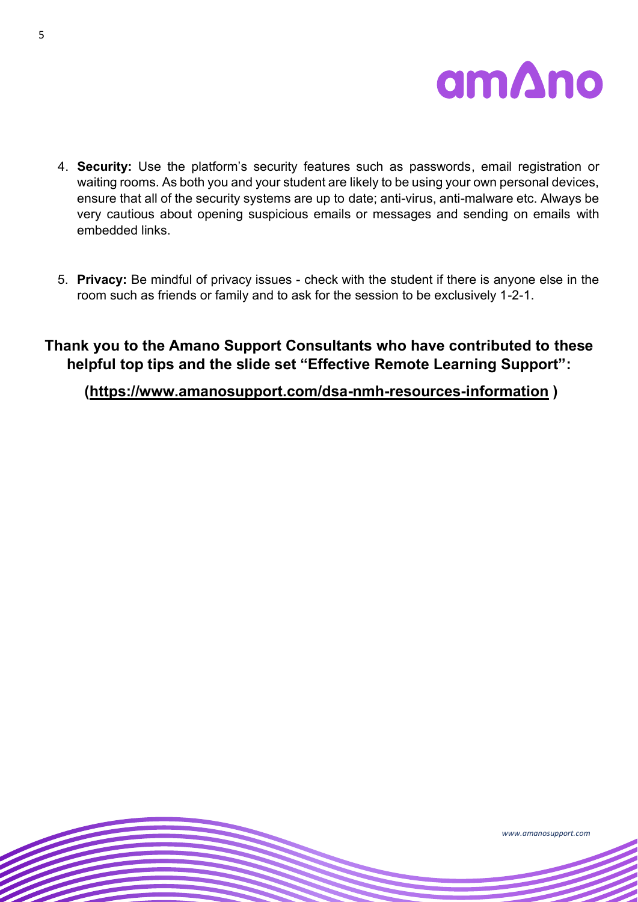4. **Security:** Use the platform's security features such as passwords, email registration or waiting rooms. As both you and your student are likely to be using your own personal devices, ensure that all of the security systems are up to date; anti-virus, anti-malware etc. Always be very cautious about opening suspicious emails or messages and sending on emails with embedded links.

5. **Privacy:** Be mindful of privacy issues - check with the student if there is anyone else in the room such as friends or family and to ask for the session to be exclusively 1-2-1.

**Thank you to the Amano Support Consultants who have contributed to these helpful top tips and the slide set "Effective Remote Learning Support":**

**(https://www.amanosupport.com/dsa-nmh-resources-information )**